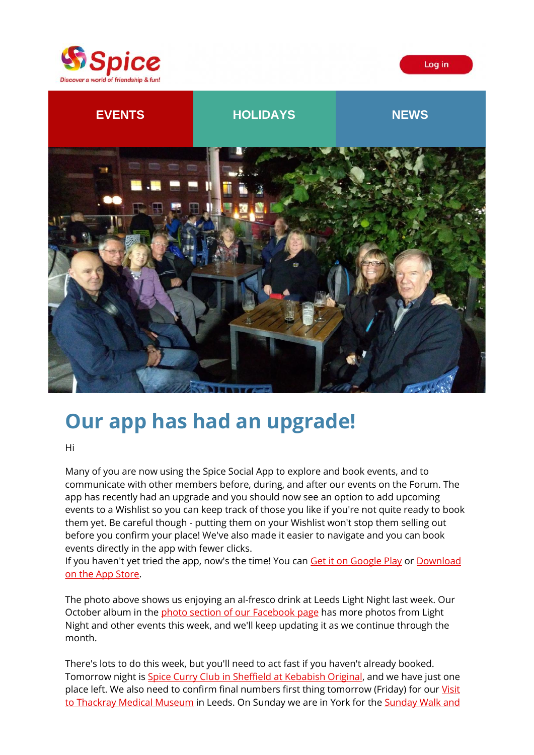Spice
Discover a world of friendship & fun!

Log in

EVENTS | HOLIDAYS | NEWS

# Our app has had an upgrade!

Hi

Many of you are now using the Spice Social App to explore and book events, and to communicate with other members before, during, and after our events on the Forum. The app has recently had an upgrade and you should now see an option to add upcoming events to a Wishlist so you can keep track of those you like if you're not quite ready to book them yet. Be careful though - putting them on your Wishlist won't stop them selling out before you confirm your place! We've also made it easier to navigate and you can book events directly in the app with fewer clicks.
If you haven't yet tried the app, now's the time! You can Get it on Google Play or Download on the App Store.

The photo above shows us enjoying an al-fresco drink at Leeds Light Night last week. Our October album in the photo section of our Facebook page has more photos from Light Night and other events this week, and we'll keep updating it as we continue through the month.

There's lots to do this week, but you'll need to act fast if you haven't already booked. Tomorrow night is Spice Curry Club in Sheffield at Kebabish Original, and we have just one place left. We also need to confirm final numbers first thing tomorrow (Friday) for our Visit to Thackray Medical Museum in Leeds. On Sunday we are in York for the Sunday Walk and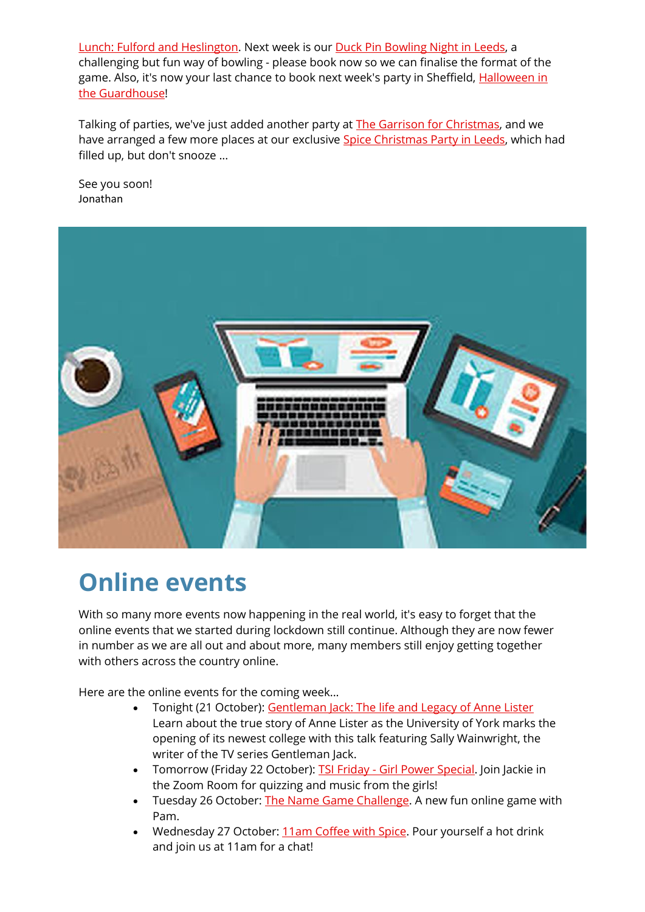Lunch: Fulford and Heslington. Next week is our Duck Pin Bowling Night in Leeds, a challenging but fun way of bowling - please book now so we can finalise the format of the game. Also, it's now your last chance to book next week's party in Sheffield, Halloween in the Guardhouse!

Talking of parties, we've just added another party at The Garrison for Christmas, and we have arranged a few more places at our exclusive Spice Christmas Party in Leeds, which had filled up, but don't snooze ...

See you soon!
Jonathan

# Online events

With so many more events now happening in the real world, it's easy to forget that the online events that we started during lockdown still continue. Although they are now fewer in number as we are all out and about more, many members still enjoy getting together with others across the country online.

Here are the online events for the coming week...

- Tonight (21 October): Gentleman Jack: The life and Legacy of Anne Lister Learn about the true story of Anne Lister as the University of York marks the opening of its newest college with this talk featuring Sally Wainwright, the writer of the TV series Gentleman Jack.
- Tomorrow (Friday 22 October): TSI Friday - Girl Power Special. Join Jackie in the Zoom Room for quizzing and music from the girls!
- Tuesday 26 October: The Name Game Challenge. A new fun online game with Pam.
- Wednesday 27 October: 11am Coffee with Spice. Pour yourself a hot drink and join us at 11am for a chat!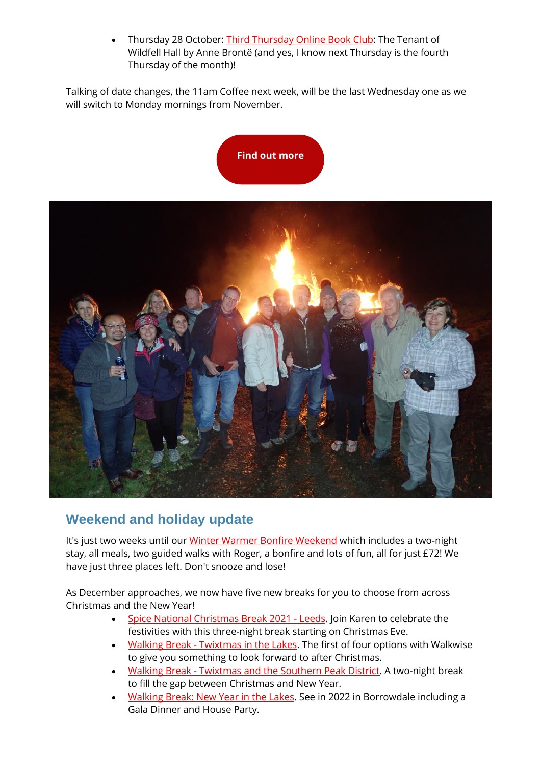- Thursday 28 October: Third Thursday Online Book Club: The Tenant of Wildfell Hall by Anne Brontë (and yes, I know next Thursday is the fourth Thursday of the month)!

Talking of date changes, the 11am Coffee next week, will be the last Wednesday one as we will switch to Monday mornings from November.

**Find out more**

## Weekend and holiday update

It's just two weeks until our Winter Warmer Bonfire Weekend which includes a two-night stay, all meals, two guided walks with Roger, a bonfire and lots of fun, all for just £72! We have just three places left. Don't snooze and lose!

As December approaches, we now have five new breaks for you to choose from across Christmas and the New Year!

- Spice National Christmas Break 2021 - Leeds. Join Karen to celebrate the festivities with this three-night break starting on Christmas Eve.
- Walking Break - Twixtmas in the Lakes. The first of four options with Walkwise to give you something to look forward to after Christmas.
- Walking Break - Twixtmas and the Southern Peak District. A two-night break to fill the gap between Christmas and New Year.
- Walking Break: New Year in the Lakes. See in 2022 in Borrowdale including a Gala Dinner and House Party.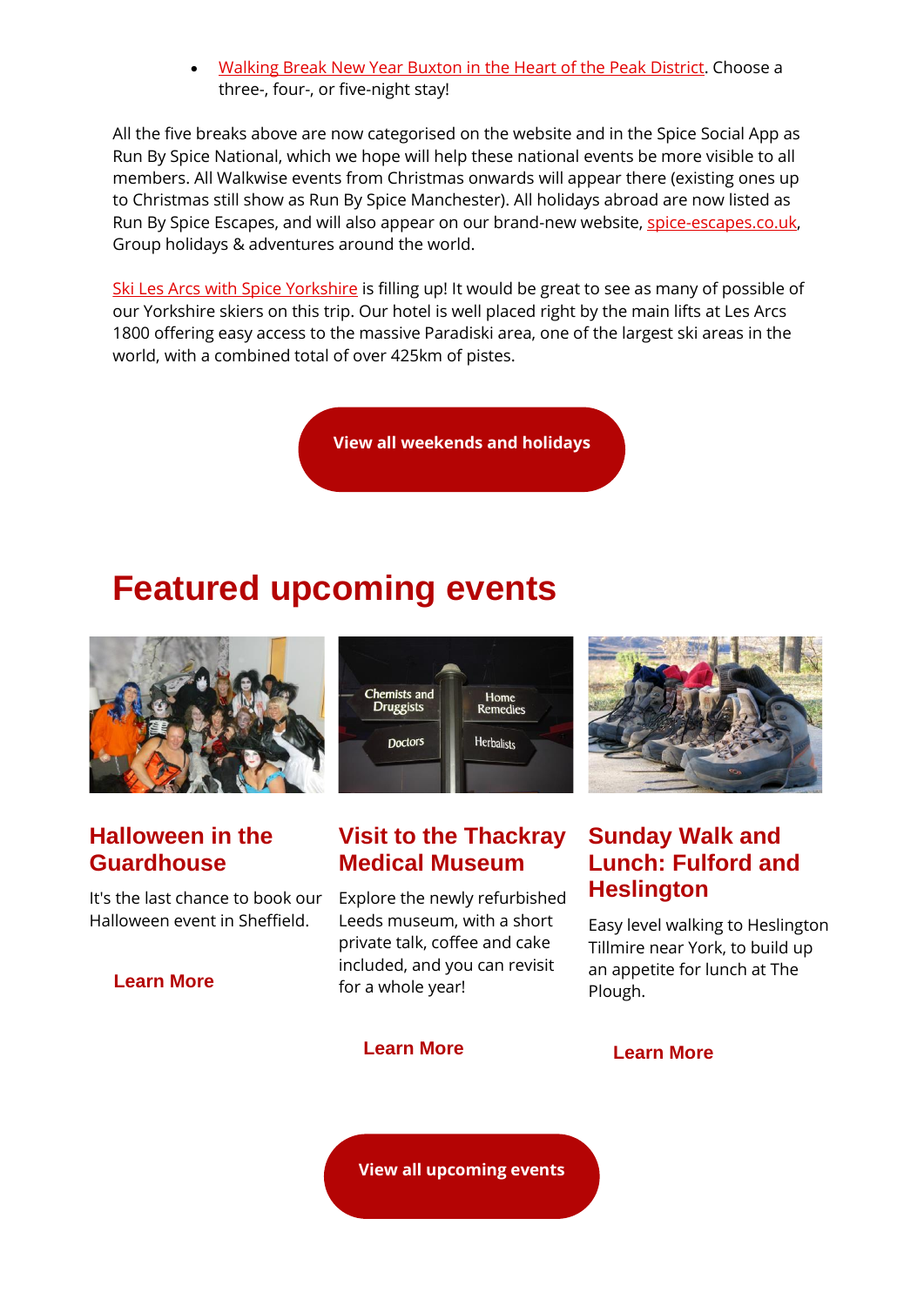- Walking Break New Year Buxton in the Heart of the Peak District. Choose a three-, four-, or five-night stay!

All the five breaks above are now categorised on the website and in the Spice Social App as Run By Spice National, which we hope will help these national events be more visible to all members. All Walkwise events from Christmas onwards will appear there (existing ones up to Christmas still show as Run By Spice Manchester). All holidays abroad are now listed as Run By Spice Escapes, and will also appear on our brand-new website, spice-escapes.co.uk, Group holidays & adventures around the world.

Ski Les Arcs with Spice Yorkshire is filling up! It would be great to see as many of possible of our Yorkshire skiers on this trip. Our hotel is well placed right by the main lifts at Les Arcs 1800 offering easy access to the massive Paradiski area, one of the largest ski areas in the world, with a combined total of over 425km of pistes.

**View all weekends and holidays**

# Featured upcoming events

## Halloween in the Guardhouse

It's the last chance to book our Halloween event in Sheffield.

**Learn More**

## Visit to the Thackray Medical Museum

Explore the newly refurbished Leeds museum, with a short private talk, coffee and cake included, and you can revisit for a whole year!

**Learn More**

## Sunday Walk and Lunch: Fulford and Heslington

Easy level walking to Heslington Tillmire near York, to build up an appetite for lunch at The Plough.

**Learn More**

**View all upcoming events**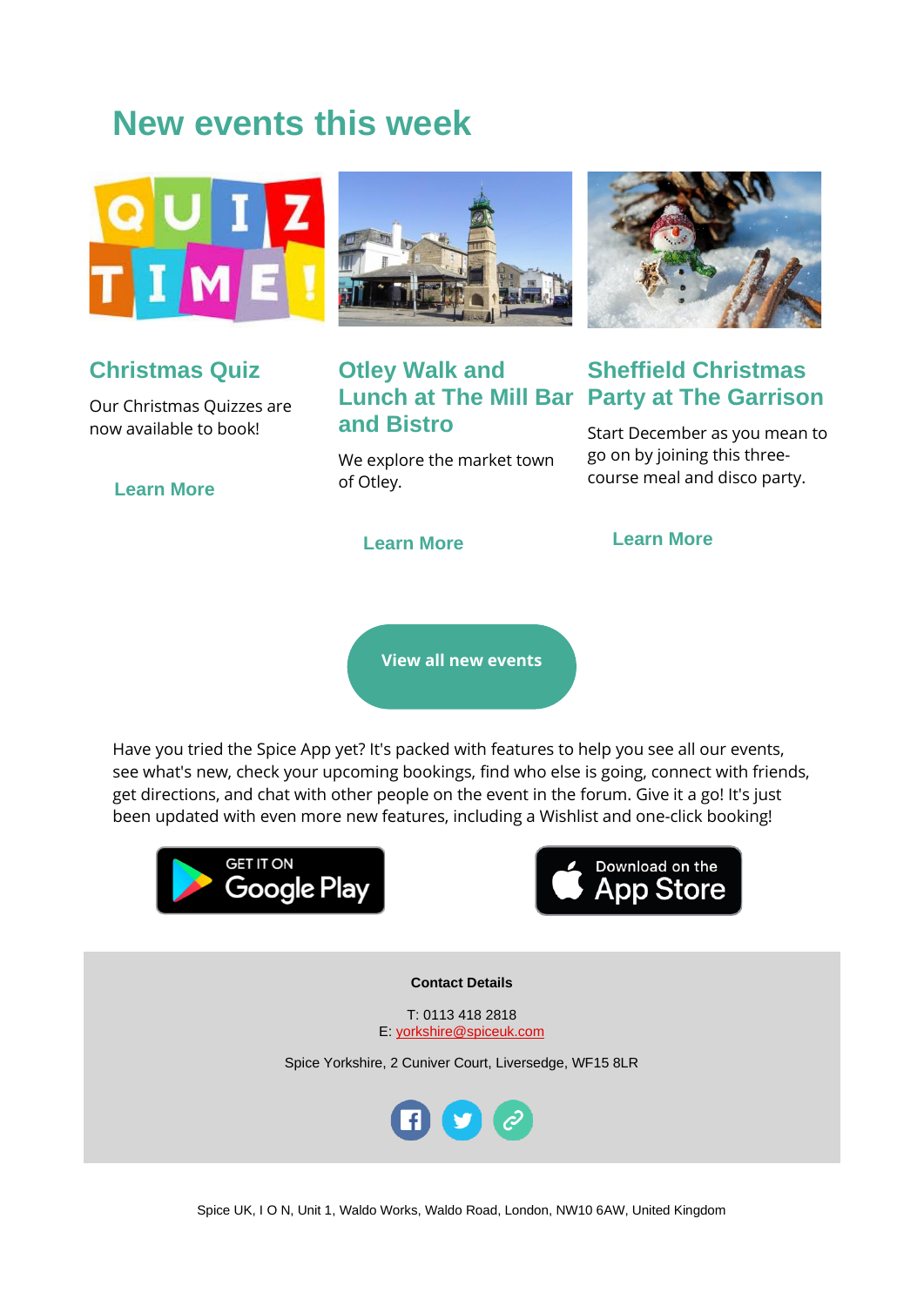## New events this week

### Christmas Quiz

Our Christmas Quizzes are now available to book!

Learn More

### Otley Walk and Lunch at The Mill Bar and Bistro

We explore the market town of Otley.

Learn More

### Sheffield Christmas Party at The Garrison

Start December as you mean to go on by joining this three-course meal and disco party.

Learn More

View all new events

Have you tried the Spice App yet? It's packed with features to help you see all our events, see what's new, check your upcoming bookings, find who else is going, connect with friends, get directions, and chat with other people on the event in the forum. Give it a go! It's just been updated with even more new features, including a Wishlist and one-click booking!

GET IT ON Google Play

Download on the App Store

**Contact Details**

T: 0113 418 2818
E: yorkshire@spiceuk.com

Spice Yorkshire, 2 Cuniver Court, Liversedge, WF15 8LR

Spice UK, I O N, Unit 1, Waldo Works, Waldo Road, London, NW10 6AW, United Kingdom